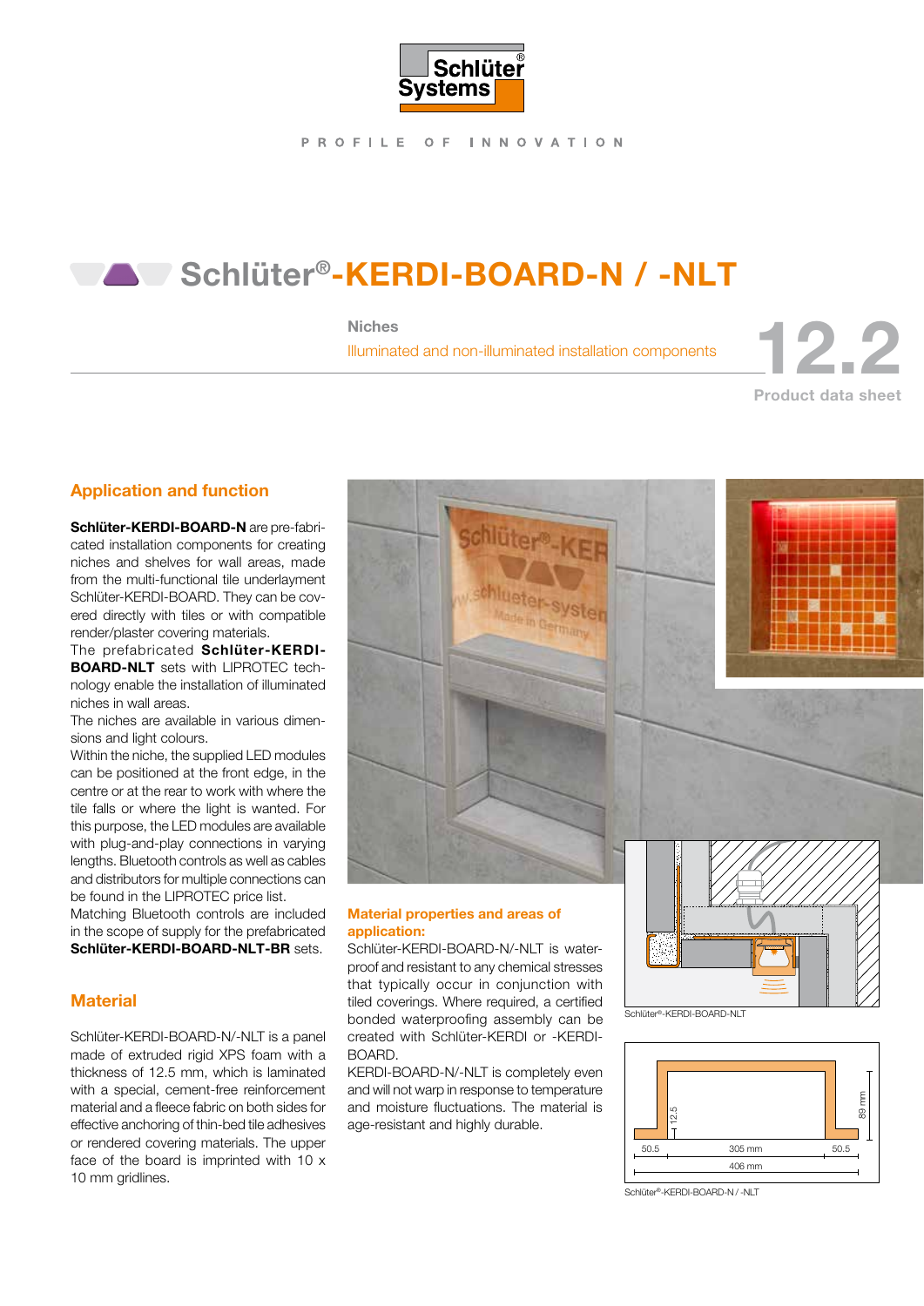# Schlüter®-KERDI-BOARD-N / -NLT

**Niches**

Illuminated and non-illuminated installation components

12.2

Product data sheet

## Application and function

**Schlüter-KERDI-BOARD-N** are pre-fabricated installation components for creating niches and shelves for wall areas, made from the multi-functional tile underlayment Schlüter-KERDI-BOARD. They can be covered directly with tiles or with compatible render/plaster covering materials.

The prefabricated **Schlüter-KERDI-BOARD-NLT** sets with LIPROTEC technology enable the installation of illuminated niches in wall areas.

The niches are available in various dimensions and light colours.

Within the niche, the supplied LED modules can be positioned at the front edge, in the centre or at the rear to work with where the tile falls or where the light is wanted. For this purpose, the LED modules are available with plug-and-play connections in varying lengths. Bluetooth controls as well as cables and distributors for multiple connections can be found in the LIPROTEC price list.

Matching Bluetooth controls are included in the scope of supply for the prefabricated **Schlüter-KERDI-BOARD-NLT-BR** sets.

## Material

Schlüter-KERDI-BOARD-N/-NLT is a panel made of extruded rigid XPS foam with a thickness of 12.5 mm, which is laminated with a special, cement-free reinforcement material and a fleece fabric on both sides for effective anchoring of thin-bed tile adhesives or rendered covering materials. The upper face of the board is imprinted with 10 x 10 mm gridlines.

## Material properties and areas of application:

Schlüter-KERDI-BOARD-N/-NLT is waterproof and resistant to any chemical stresses that typically occur in conjunction with tiled coverings. Where required, a certified bonded waterproofing assembly can be created with Schlüter-KERDI or -KERDI-BOARD.

KERDI-BOARD-N/-NLT is completely even and will not warp in response to temperature and moisture fluctuations. The material is age-resistant and highly durable.

Schlüter®-KERDI-BOARD-NLT

Schlüter®-KERDI-BOARD-N / -NLT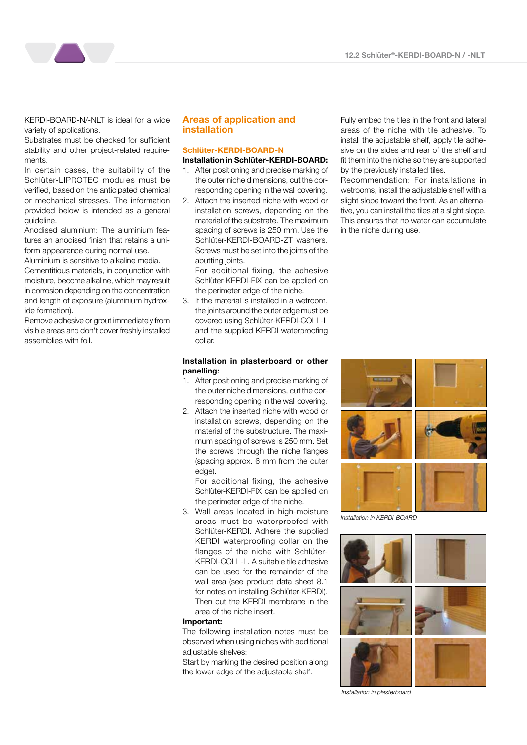KERDI-BOARD-N/-NLT is ideal for a wide variety of applications.
Substrates must be checked for sufficient stability and other project-related requirements.
In certain cases, the suitability of the Schlüter-LIPROTEC modules must be verified, based on the anticipated chemical or mechanical stresses. The information provided below is intended as a general guideline.
Anodised aluminium: The aluminium features an anodised finish that retains a uniform appearance during normal use.
Aluminium is sensitive to alkaline media. Cementitious materials, in conjunction with moisture, become alkaline, which may result in corrosion depending on the concentration and length of exposure (aluminium hydroxide formation).
Remove adhesive or grout immediately from visible areas and don't cover freshly installed assemblies with foil.

## Areas of application and installation

### Schlüter-KERDI-BOARD-N

**Installation in Schlüter-KERDI-BOARD:**

1. After positioning and precise marking of the outer niche dimensions, cut the corresponding opening in the wall covering.
2. Attach the inserted niche with wood or installation screws, depending on the material of the substrate. The maximum spacing of screws is 250 mm. Use the Schlüter-KERDI-BOARD-ZT washers. Screws must be set into the joints of the abutting joints.
   For additional fixing, the adhesive Schlüter-KERDI-FIX can be applied on the perimeter edge of the niche.
3. If the material is installed in a wetroom, the joints around the outer edge must be covered using Schlüter-KERDI-COLL-L and the supplied KERDI waterproofing collar.

**Installation in plasterboard or other panelling:**

1. After positioning and precise marking of the outer niche dimensions, cut the corresponding opening in the wall covering.
2. Attach the inserted niche with wood or installation screws, depending on the material of the substructure. The maximum spacing of screws is 250 mm. Set the screws through the niche flanges (spacing approx. 6 mm from the outer edge).
   For additional fixing, the adhesive Schlüter-KERDI-FIX can be applied on the perimeter edge of the niche.
3. Wall areas located in high-moisture areas must be waterproofed with Schlüter-KERDI. Adhere the supplied KERDI waterproofing collar on the flanges of the niche with Schlüter-KERDI-COLL-L. A suitable tile adhesive can be used for the remainder of the wall area (see product data sheet 8.1 for notes on installing Schlüter-KERDI). Then cut the KERDI membrane in the area of the niche insert.

**Important:**
The following installation notes must be observed when using niches with additional adjustable shelves:
Start by marking the desired position along the lower edge of the adjustable shelf.

Fully embed the tiles in the front and lateral areas of the niche with tile adhesive. To install the adjustable shelf, apply tile adhesive on the sides and rear of the shelf and fit them into the niche so they are supported by the previously installed tiles.
Recommendation: For installations in wetrooms, install the adjustable shelf with a slight slope toward the front. As an alternative, you can install the tiles at a slight slope. This ensures that no water can accumulate in the niche during use.

*Installation in KERDI-BOARD*

*Installation in plasterboard*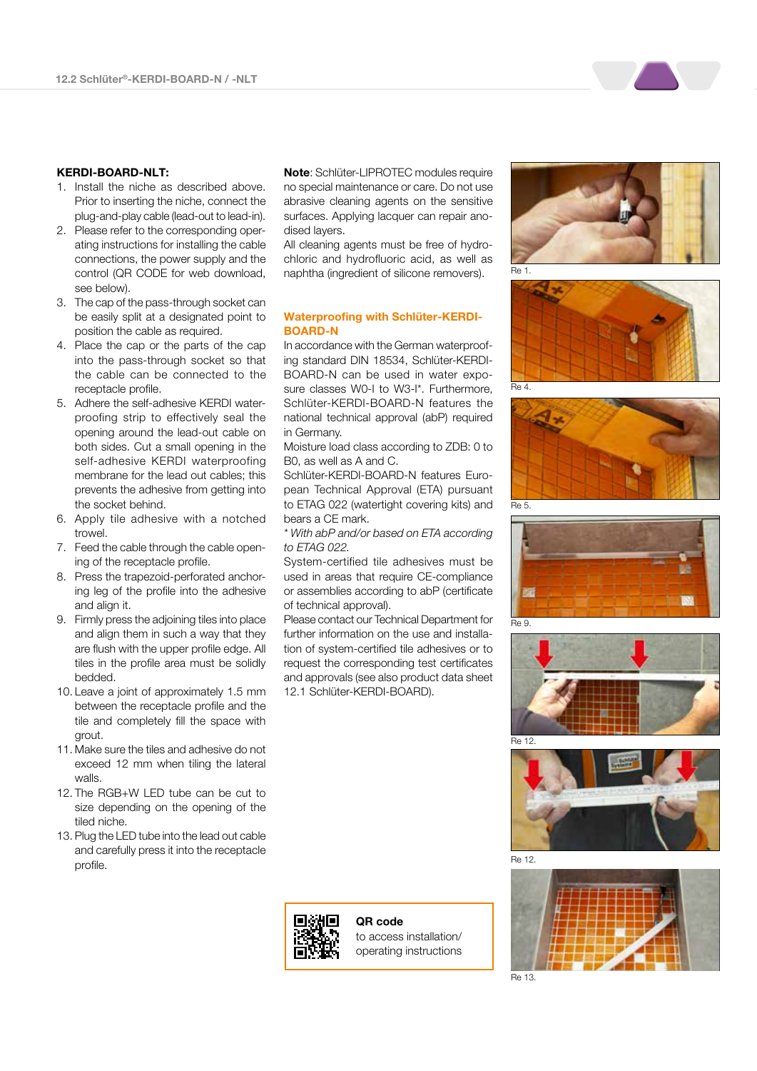**KERDI-BOARD-NLT:**

1. Install the niche as described above. Prior to inserting the niche, connect the plug-and-play cable (lead-out to lead-in).
2. Please refer to the corresponding operating instructions for installing the cable connections, the power supply and the control (QR CODE for web download, see below).
3. The cap of the pass-through socket can be easily split at a designated point to position the cable as required.
4. Place the cap or the parts of the cap into the pass-through socket so that the cable can be connected to the receptacle profile.
5. Adhere the self-adhesive KERDI waterproofing strip to effectively seal the opening around the lead-out cable on both sides. Cut a small opening in the self-adhesive KERDI waterproofing membrane for the lead out cables; this prevents the adhesive from getting into the socket behind.
6. Apply tile adhesive with a notched trowel.
7. Feed the cable through the cable opening of the receptacle profile.
8. Press the trapezoid-perforated anchoring leg of the profile into the adhesive and align it.
9. Firmly press the adjoining tiles into place and align them in such a way that they are flush with the upper profile edge. All tiles in the profile area must be solidly bedded.
10. Leave a joint of approximately 1.5 mm between the receptacle profile and the tile and completely fill the space with grout.
11. Make sure the tiles and adhesive do not exceed 12 mm when tiling the lateral walls.
12. The RGB+W LED tube can be cut to size depending on the opening of the tiled niche.
13. Plug the LED tube into the lead out cable and carefully press it into the receptacle profile.

**Note**: Schlüter-LIPROTEC modules require no special maintenance or care. Do not use abrasive cleaning agents on the sensitive surfaces. Applying lacquer can repair anodised layers.
All cleaning agents must be free of hydrochloric and hydrofluoric acid, as well as naphtha (ingredient of silicone removers).

## Waterproofing with Schlüter-KERDI-BOARD-N

In accordance with the German waterproofing standard DIN 18534, Schlüter-KERDI-BOARD-N can be used in water exposure classes W0-I to W3-I*. Furthermore, Schlüter-KERDI-BOARD-N features the national technical approval (abP) required in Germany.
Moisture load class according to ZDB: 0 to B0, as well as A and C.
Schlüter-KERDI-BOARD-N features European Technical Approval (ETA) pursuant to ETAG 022 (watertight covering kits) and bears a CE mark.
*\* With abP and/or based on ETA according to ETAG 022.*
System-certified tile adhesives must be used in areas that require CE-compliance or assemblies according to abP (certificate of technical approval).
Please contact our Technical Department for further information on the use and installation of system-certified tile adhesives or to request the corresponding test certificates and approvals (see also product data sheet 12.1 Schlüter-KERDI-BOARD).

**QR code**
to access installation/
operating instructions

Re 1.

Re 4.

Re 5.

Re 9.

Re 12.

Re 12.

Re 13.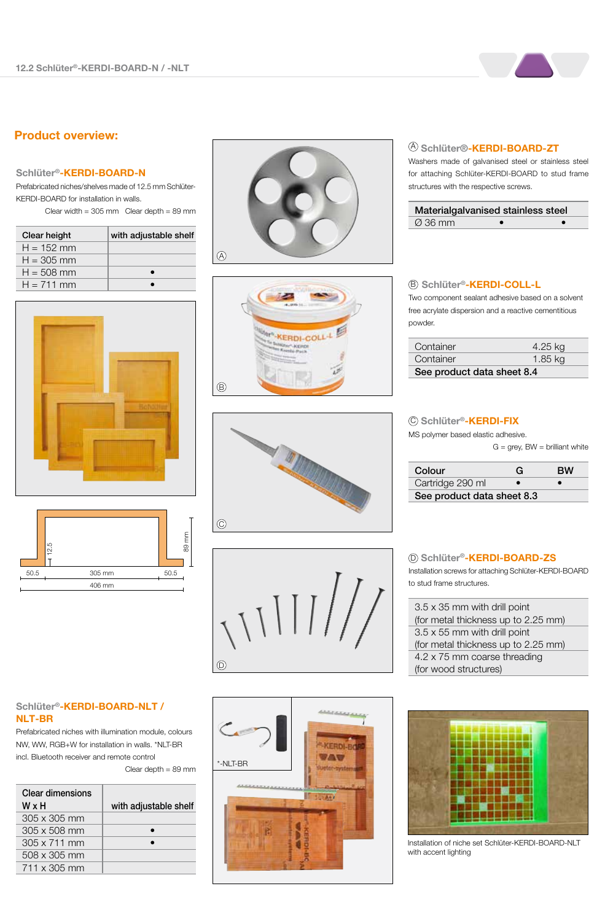## Product overview:

### Schlüter®-KERDI-BOARD-N

Prefabricated niches/shelves made of 12.5 mm Schlüter-KERDI-BOARD for installation in walls.

Clear width = 305 mm  Clear depth = 89 mm

| Clear height | with adjustable shelf |
|---|---|
| H = 152 mm | |
| H = 305 mm | |
| H = 508 mm | • |
| H = 711 mm | • |

12.5 | 89 mm | 50.5 | 305 mm | 50.5 | 406 mm

### Ⓐ Schlüter®-KERDI-BOARD-ZT

Washers made of galvanised steel or stainless steel for attaching Schlüter-KERDI-BOARD to stud frame structures with the respective screws.

| Material | galvanised | stainless steel |
|---|---|---|
| Ø 36 mm | • | • |

### Ⓑ Schlüter®-KERDI-COLL-L

Two component sealant adhesive based on a solvent free acrylate dispersion and a reactive cementitious powder.

| Container | 4.25 kg |
|---|---|
| Container | 1.85 kg |
| **See product data sheet 8.4** | |

### Ⓒ Schlüter®-KERDI-FIX

MS polymer based elastic adhesive.

G = grey, BW = brilliant white

| Colour | G | BW |
|---|---|---|
| Cartridge 290 ml | • | • |
| **See product data sheet 8.3** | | |

### Ⓓ Schlüter®-KERDI-BOARD-ZS

Installation screws for attaching Schlüter-KERDI-BOARD to stud frame structures.

| |
|---|
| 3.5 x 35 mm with drill point (for metal thickness up to 2.25 mm) |
| 3.5 x 55 mm with drill point (for metal thickness up to 2.25 mm) |
| 4.2 x 75 mm coarse threading (for wood structures) |

### Schlüter®-KERDI-BOARD-NLT / NLT-BR

Prefabricated niches with illumination module, colours NW, WW, RGB+W for installation in walls. *NLT-BR incl. Bluetooth receiver and remote control

Clear depth = 89 mm

| Clear dimensions W x H | with adjustable shelf |
|---|---|
| 305 x 305 mm | |
| 305 x 508 mm | • |
| 305 x 711 mm | • |
| 508 x 305 mm | |
| 711 x 305 mm | |

*-NLT-BR

Installation of niche set Schlüter-KERDI-BOARD-NLT with accent lighting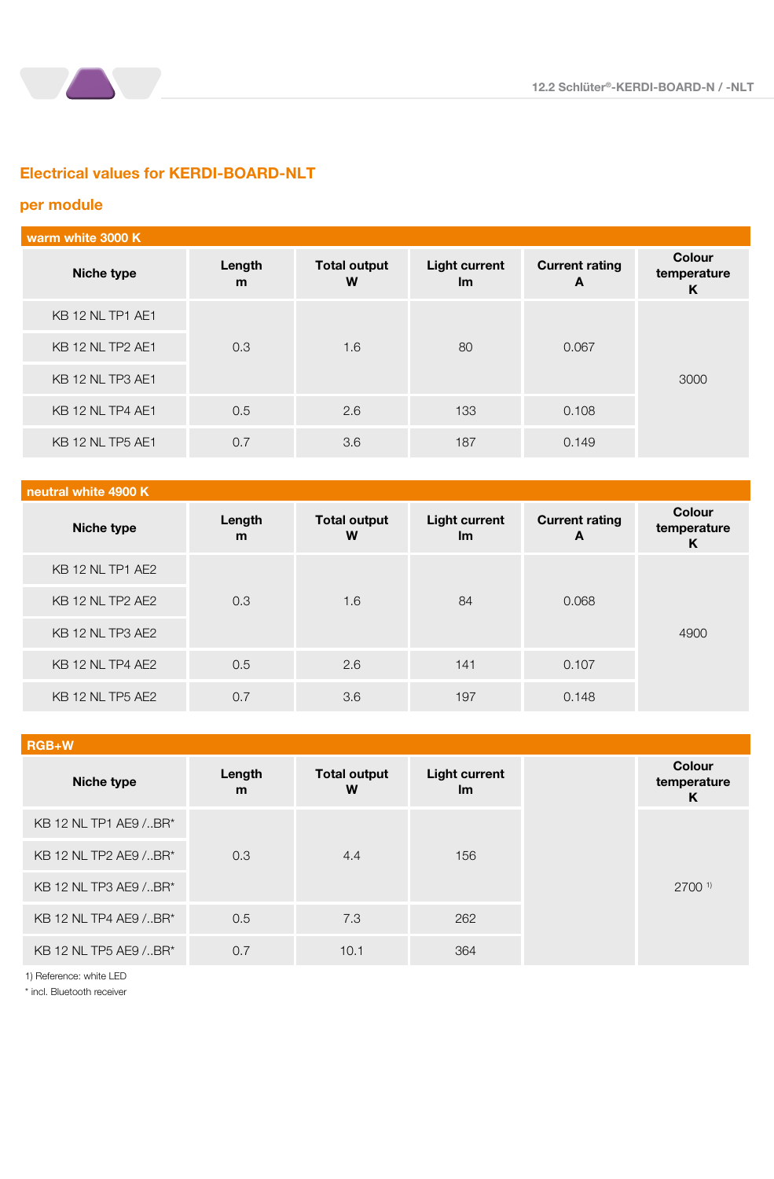## Electrical values for KERDI-BOARD-NLT

### per module

**warm white 3000 K**

| Niche type | Length m | Total output W | Light current lm | Current rating A | Colour temperature K |
|---|---|---|---|---|---|
| KB 12 NL TP1 AE1 | 0.3 | 1.6 | 80 | 0.067 | 3000 |
| KB 12 NL TP2 AE1 | | | | | |
| KB 12 NL TP3 AE1 | | | | | |
| KB 12 NL TP4 AE1 | 0.5 | 2.6 | 133 | 0.108 | |
| KB 12 NL TP5 AE1 | 0.7 | 3.6 | 187 | 0.149 | |

**neutral white 4900 K**

| Niche type | Length m | Total output W | Light current lm | Current rating A | Colour temperature K |
|---|---|---|---|---|---|
| KB 12 NL TP1 AE2 | 0.3 | 1.6 | 84 | 0.068 | 4900 |
| KB 12 NL TP2 AE2 | | | | | |
| KB 12 NL TP3 AE2 | | | | | |
| KB 12 NL TP4 AE2 | 0.5 | 2.6 | 141 | 0.107 | |
| KB 12 NL TP5 AE2 | 0.7 | 3.6 | 197 | 0.148 | |

**RGB+W**

| Niche type | Length m | Total output W | Light current lm | | Colour temperature K |
|---|---|---|---|---|---|
| KB 12 NL TP1 AE9 /..BR* | 0.3 | 4.4 | 156 | | 2700 [1] |
| KB 12 NL TP2 AE9 /..BR* | | | | | |
| KB 12 NL TP3 AE9 /..BR* | | | | | |
| KB 12 NL TP4 AE9 /..BR* | 0.5 | 7.3 | 262 | | |
| KB 12 NL TP5 AE9 /..BR* | 0.7 | 10.1 | 364 | | |

1) Reference: white LED

* incl. Bluetooth receiver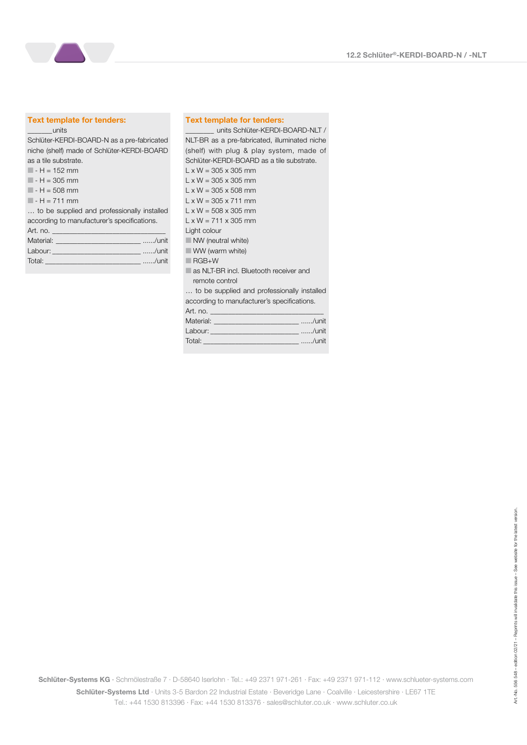### Text template for tenders:

_______units
Schlüter-KERDI-BOARD-N as a pre-fabricated niche (shelf) made of Schlüter-KERDI-BOARD as a tile substrate.

- ■ - H = 152 mm
- ■ - H = 305 mm
- ■ - H = 508 mm
- ■ - H = 711 mm

… to be supplied and professionally installed according to manufacturer's specifications.

Art. no. ______________________________

Material: _______________________ ....../unit

Labour: ________________________ ....../unit

Total: __________________________ ....../unit

### Text template for tenders:

_______ units Schlüter-KERDI-BOARD-NLT / NLT-BR as a pre-fabricated, illuminated niche (shelf) with plug & play system, made of Schlüter-KERDI-BOARD as a tile substrate.

L x W = 305 x 305 mm
L x W = 305 x 305 mm
L x W = 305 x 508 mm
L x W = 305 x 711 mm
L x W = 508 x 305 mm
L x W = 711 x 305 mm

Light colour

- ■ NW (neutral white)
- ■ WW (warm white)
- ■ RGB+W
- ■ as NLT-BR incl. Bluetooth receiver and remote control

… to be supplied and professionally installed according to manufacturer's specifications.

Art. no. ______________________________

Material: _______________________ ....../unit

Labour: ________________________ ....../unit

Total: __________________________ ....../unit

**Schlüter-Systems KG** · Schmölestraße 7 · D-58640 Iserlohn · Tel.: +49 2371 971-261 · Fax: +49 2371 971-112 · www.schlueter-systems.com

**Schlüter-Systems Ltd** · Units 3-5 Bardon 22 Industrial Estate · Beveridge Lane · Coalville · Leicestershire · LE67 1TE
Tel.: +44 1530 813396 · Fax: +44 1530 813376 · sales@schluter.co.uk · www.schluter.co.uk

Art.-No. 556 548 – edition 02/21 – Reprints will invalidate this issue – See website for the latest version.